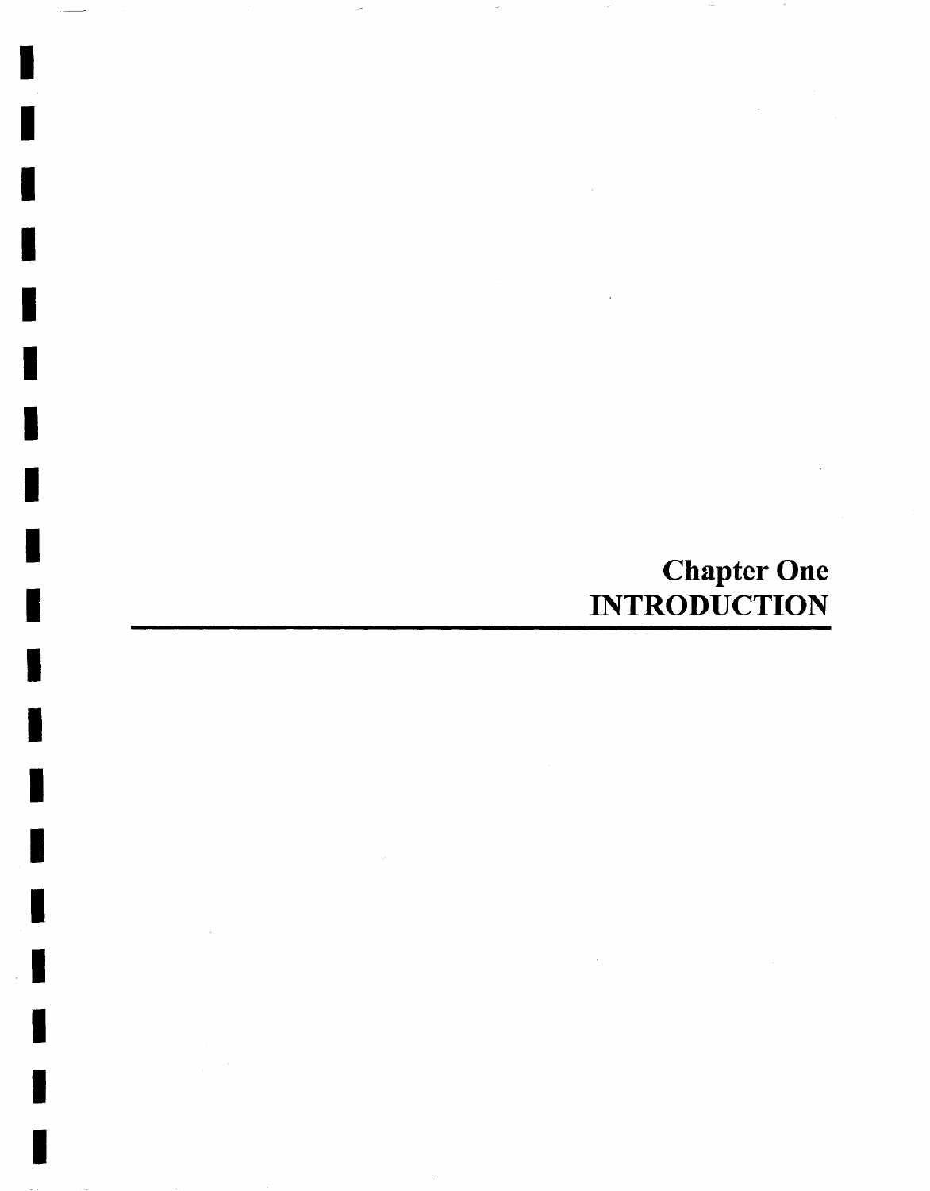# Chapter One
# INTRODUCTION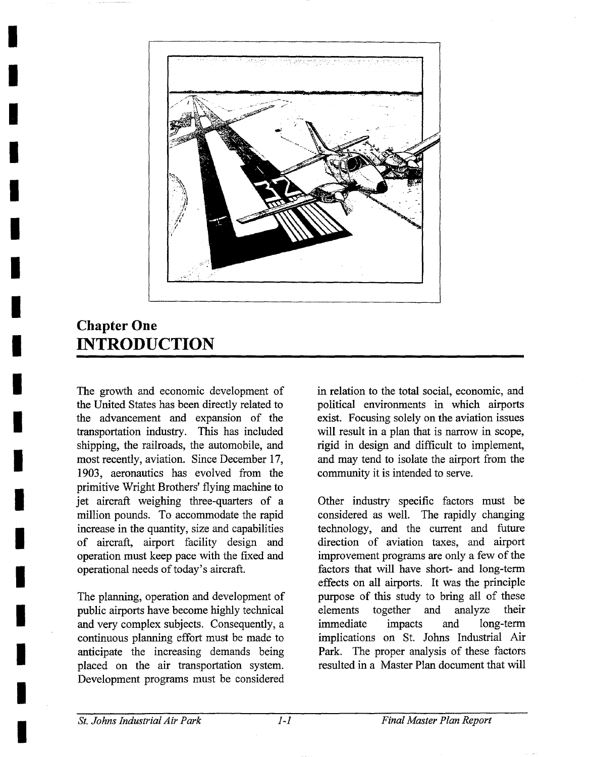## Chapter One
# INTRODUCTION

The growth and economic development of the United States has been directly related to the advancement and expansion of the transportation industry. This has included shipping, the railroads, the automobile, and most recently, aviation. Since December 17, 1903, aeronautics has evolved from the primitive Wright Brothers' flying machine to jet aircraft weighing three-quarters of a million pounds. To accommodate the rapid increase in the quantity, size and capabilities of aircraft, airport facility design and operation must keep pace with the fixed and operational needs of today's aircraft.

The planning, operation and development of public airports have become highly technical and very complex subjects. Consequently, a continuous planning effort must be made to anticipate the increasing demands being placed on the air transportation system. Development programs must be considered in relation to the total social, economic, and political environments in which airports exist. Focusing solely on the aviation issues will result in a plan that is narrow in scope, rigid in design and difficult to implement, and may tend to isolate the airport from the community it is intended to serve.

Other industry specific factors must be considered as well. The rapidly changing technology, and the current and future direction of aviation taxes, and airport improvement programs are only a few of the factors that will have short- and long-term effects on all airports. It was the principle purpose of this study to bring all of these elements together and analyze their immediate impacts and long-term implications on St. Johns Industrial Air Park. The proper analysis of these factors resulted in a Master Plan document that will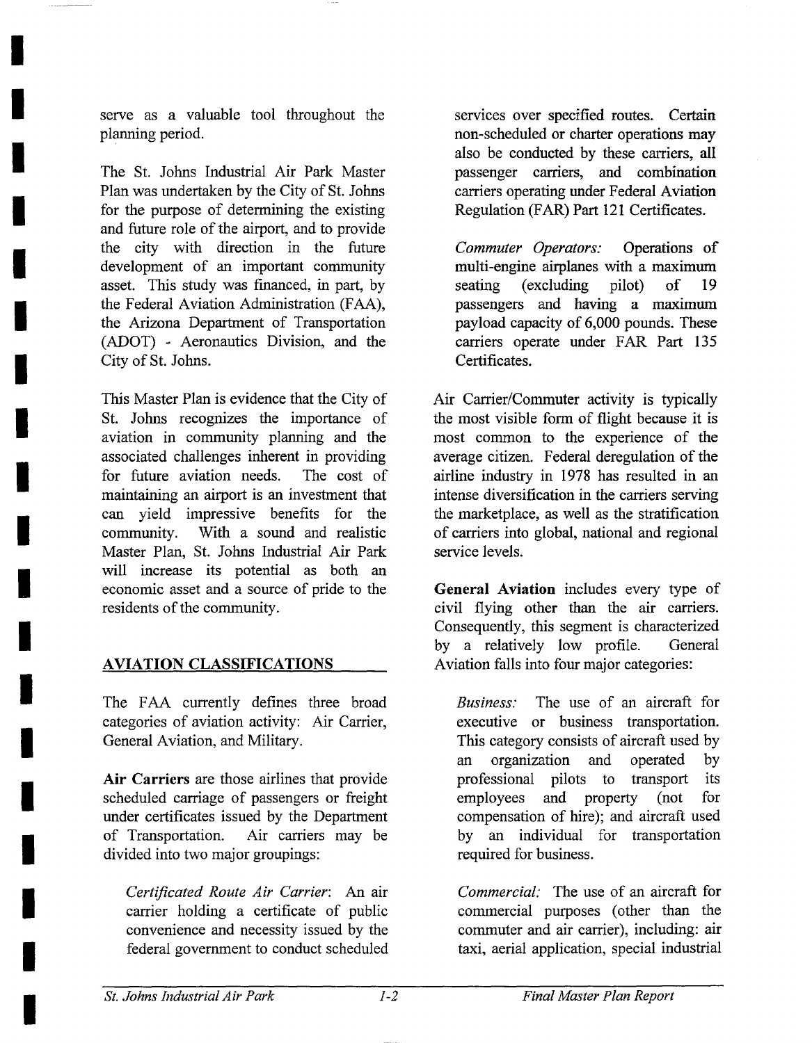serve as a valuable tool throughout the planning period.

The St. Johns Industrial Air Park Master Plan was undertaken by the City of St. Johns for the purpose of determining the existing and future role of the airport, and to provide the city with direction in the future development of an important community asset. This study was financed, in part, by the Federal Aviation Administration (FAA), the Arizona Department of Transportation (ADOT) - Aeronautics Division, and the City of St. Johns.

This Master Plan is evidence that the City of St. Johns recognizes the importance of aviation in community planning and the associated challenges inherent in providing for future aviation needs. The cost of maintaining an airport is an investment that can yield impressive benefits for the community. With a sound and realistic Master Plan, St. Johns Industrial Air Park will increase its potential as both an economic asset and a source of pride to the residents of the community.

## AVIATION CLASSIFICATIONS

The FAA currently defines three broad categories of aviation activity: Air Carrier, General Aviation, and Military.

**Air Carriers** are those airlines that provide scheduled carriage of passengers or freight under certificates issued by the Department of Transportation. Air carriers may be divided into two major groupings:

> *Certificated Route Air Carrier*: An air carrier holding a certificate of public convenience and necessity issued by the federal government to conduct scheduled services over specified routes. Certain non-scheduled or charter operations may also be conducted by these carriers, all passenger carriers, and combination carriers operating under Federal Aviation Regulation (FAR) Part 121 Certificates.

> *Commuter Operators:* Operations of multi-engine airplanes with a maximum seating (excluding pilot) of 19 passengers and having a maximum payload capacity of 6,000 pounds. These carriers operate under FAR Part 135 Certificates.

Air Carrier/Commuter activity is typically the most visible form of flight because it is most common to the experience of the average citizen. Federal deregulation of the airline industry in 1978 has resulted in an intense diversification in the carriers serving the marketplace, as well as the stratification of carriers into global, national and regional service levels.

**General Aviation** includes every type of civil flying other than the air carriers. Consequently, this segment is characterized by a relatively low profile. General Aviation falls into four major categories:

> *Business:* The use of an aircraft for executive or business transportation. This category consists of aircraft used by an organization and operated by professional pilots to transport its employees and property (not for compensation of hire); and aircraft used by an individual for transportation required for business.

> *Commercial:* The use of an aircraft for commercial purposes (other than the commuter and air carrier), including: air taxi, aerial application, special industrial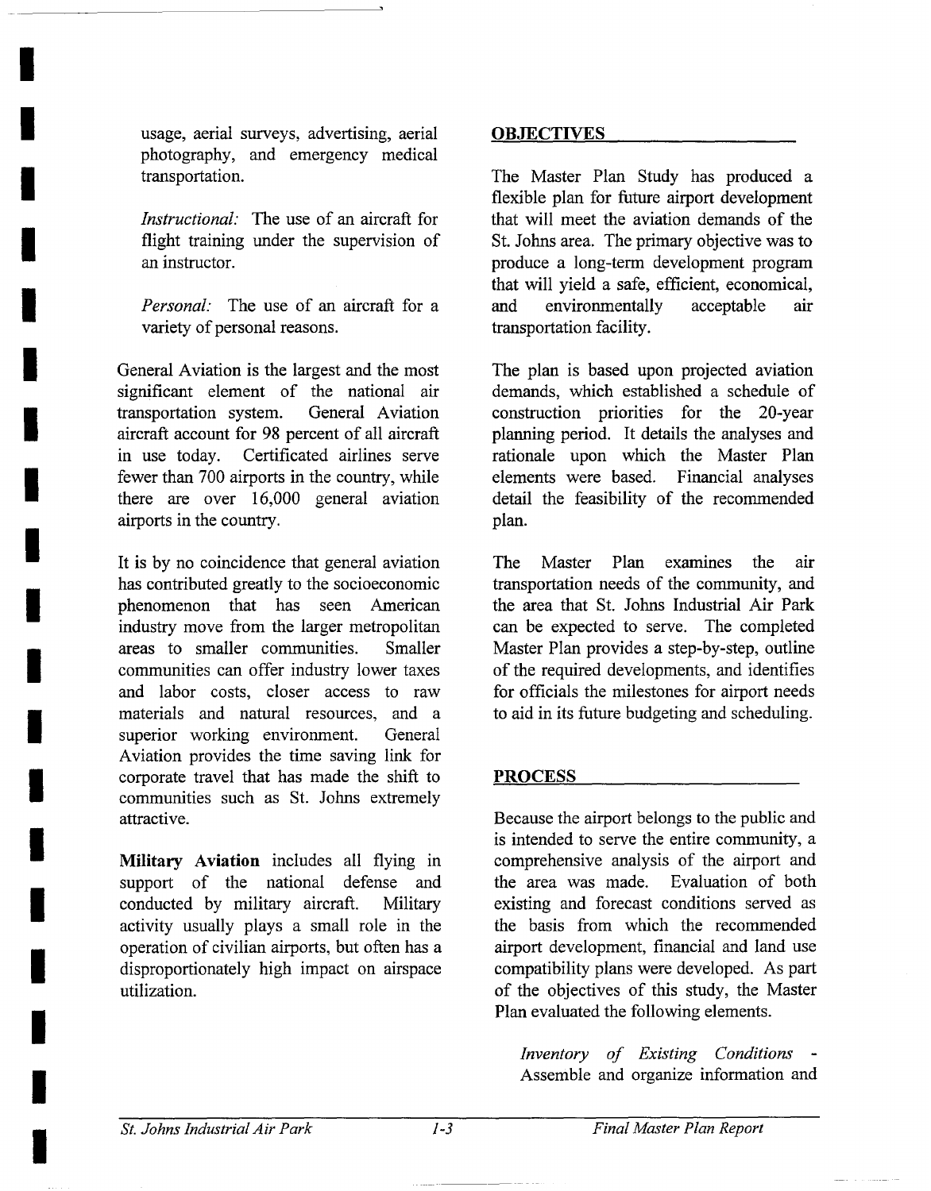usage, aerial surveys, advertising, aerial photography, and emergency medical transportation.

*Instructional:* The use of an aircraft for flight training under the supervision of an instructor.

*Personal:* The use of an aircraft for a variety of personal reasons.

General Aviation is the largest and the most significant element of the national air transportation system. General Aviation aircraft account for 98 percent of all aircraft in use today. Certificated airlines serve fewer than 700 airports in the country, while there are over 16,000 general aviation airports in the country.

It is by no coincidence that general aviation has contributed greatly to the socioeconomic phenomenon that has seen American industry move from the larger metropolitan areas to smaller communities. Smaller communities can offer industry lower taxes and labor costs, closer access to raw materials and natural resources, and a superior working environment. General Aviation provides the time saving link for corporate travel that has made the shift to communities such as St. Johns extremely attractive.

**Military Aviation** includes all flying in support of the national defense and conducted by military aircraft. Military activity usually plays a small role in the operation of civilian airports, but often has a disproportionately high impact on airspace utilization.

## OBJECTIVES

The Master Plan Study has produced a flexible plan for future airport development that will meet the aviation demands of the St. Johns area. The primary objective was to produce a long-term development program that will yield a safe, efficient, economical, and environmentally acceptable air transportation facility.

The plan is based upon projected aviation demands, which established a schedule of construction priorities for the 20-year planning period. It details the analyses and rationale upon which the Master Plan elements were based. Financial analyses detail the feasibility of the recommended plan.

The Master Plan examines the air transportation needs of the community, and the area that St. Johns Industrial Air Park can be expected to serve. The completed Master Plan provides a step-by-step, outline of the required developments, and identifies for officials the milestones for airport needs to aid in its future budgeting and scheduling.

## PROCESS

Because the airport belongs to the public and is intended to serve the entire community, a comprehensive analysis of the airport and the area was made. Evaluation of both existing and forecast conditions served as the basis from which the recommended airport development, financial and land use compatibility plans were developed. As part of the objectives of this study, the Master Plan evaluated the following elements.

*Inventory of Existing Conditions* - Assemble and organize information and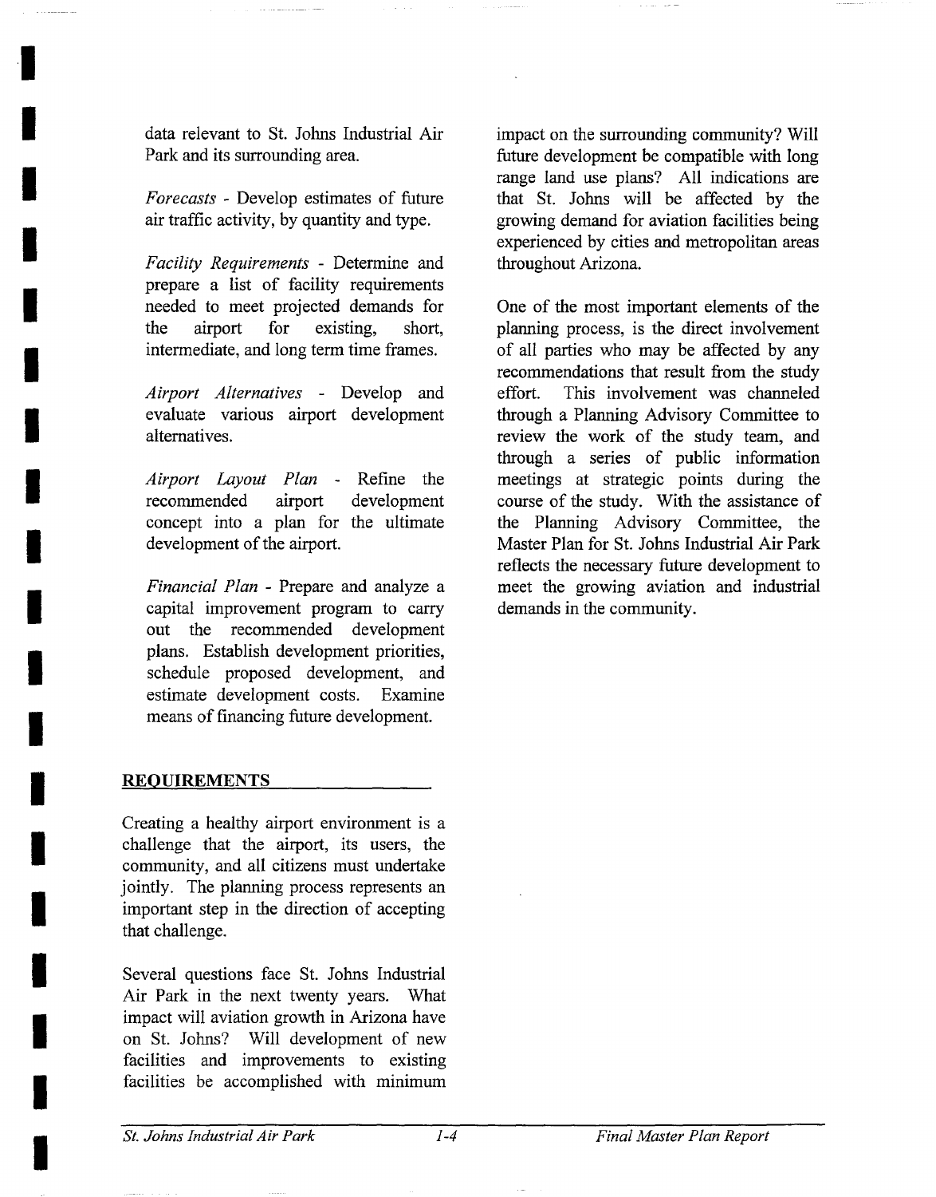data relevant to St. Johns Industrial Air Park and its surrounding area.

*Forecasts* - Develop estimates of future air traffic activity, by quantity and type.

*Facility Requirements* - Determine and prepare a list of facility requirements needed to meet projected demands for the airport for existing, short, intermediate, and long term time frames.

*Airport Alternatives* - Develop and evaluate various airport development alternatives.

*Airport Layout Plan* - Refine the recommended airport development concept into a plan for the ultimate development of the airport.

*Financial Plan* - Prepare and analyze a capital improvement program to carry out the recommended development plans. Establish development priorities, schedule proposed development, and estimate development costs. Examine means of financing future development.

## REQUIREMENTS

Creating a healthy airport environment is a challenge that the airport, its users, the community, and all citizens must undertake jointly. The planning process represents an important step in the direction of accepting that challenge.

Several questions face St. Johns Industrial Air Park in the next twenty years. What impact will aviation growth in Arizona have on St. Johns? Will development of new facilities and improvements to existing facilities be accomplished with minimum impact on the surrounding community? Will future development be compatible with long range land use plans? All indications are that St. Johns will be affected by the growing demand for aviation facilities being experienced by cities and metropolitan areas throughout Arizona.

One of the most important elements of the planning process, is the direct involvement of all parties who may be affected by any recommendations that result from the study effort. This involvement was channeled through a Planning Advisory Committee to review the work of the study team, and through a series of public information meetings at strategic points during the course of the study. With the assistance of the Planning Advisory Committee, the Master Plan for St. Johns Industrial Air Park reflects the necessary future development to meet the growing aviation and industrial demands in the community.